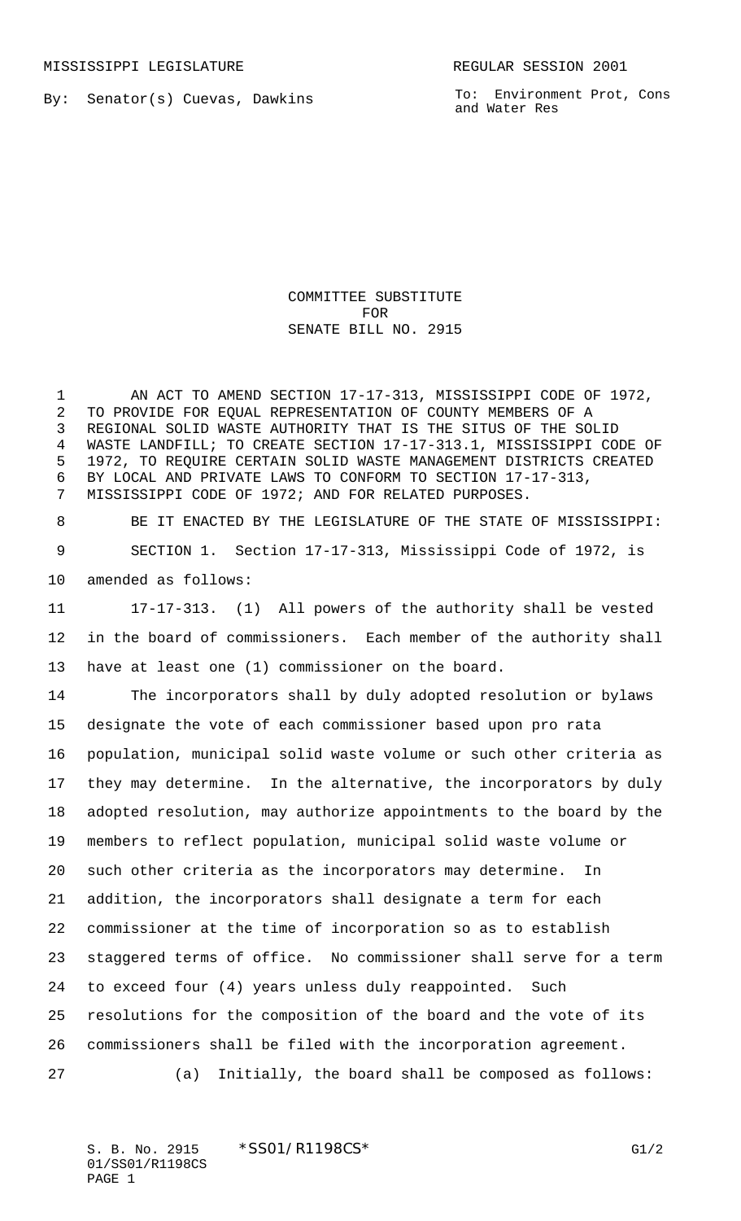MISSISSIPPI LEGISLATURE REGULAR SESSION 2001

By: Senator(s) Cuevas, Dawkins

To: Environment Prot, Cons and Water Res

# COMMITTEE SUBSTITUTE FOR SENATE BILL NO. 2915

AN ACT TO AMEND SECTION 17-17-313, MISSISSIPPI CODE OF 1972, TO PROVIDE FOR EQUAL REPRESENTATION OF COUNTY MEMBERS OF A REGIONAL SOLID WASTE AUTHORITY THAT IS THE SITUS OF THE SOLID WASTE LANDFILL; TO CREATE SECTION 17-17-313.1, MISSISSIPPI CODE OF 1972, TO REQUIRE CERTAIN SOLID WASTE MANAGEMENT DISTRICTS CREATED BY LOCAL AND PRIVATE LAWS TO CONFORM TO SECTION 17-17-313, MISSISSIPPI CODE OF 1972; AND FOR RELATED PURPOSES.

BE IT ENACTED BY THE LEGISLATURE OF THE STATE OF MISSISSIPPI:

SECTION 1. Section 17-17-313, Mississippi Code of 1972, is amended as follows:

17-17-313. (1) All powers of the authority shall be vested in the board of commissioners. Each member of the authority shall have at least one (1) commissioner on the board.

The incorporators shall by duly adopted resolution or bylaws designate the vote of each commissioner based upon pro rata population, municipal solid waste volume or such other criteria as they may determine. In the alternative, the incorporators by duly adopted resolution, may authorize appointments to the board by the members to reflect population, municipal solid waste volume or such other criteria as the incorporators may determine. In addition, the incorporators shall designate a term for each commissioner at the time of incorporation so as to establish staggered terms of office. No commissioner shall serve for a term to exceed four (4) years unless duly reappointed. Such resolutions for the composition of the board and the vote of its commissioners shall be filed with the incorporation agreement.

(a) Initially, the board shall be composed as follows: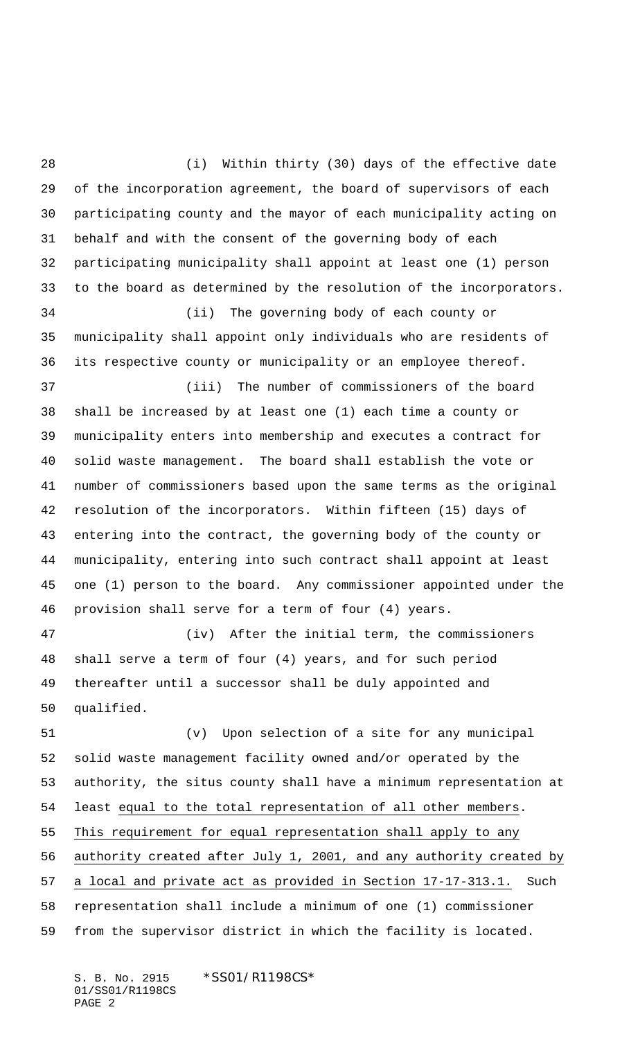(i) Within thirty (30) days of the effective date of the incorporation agreement, the board of supervisors of each participating county and the mayor of each municipality acting on behalf and with the consent of the governing body of each participating municipality shall appoint at least one (1) person to the board as determined by the resolution of the incorporators.

(ii) The governing body of each county or municipality shall appoint only individuals who are residents of its respective county or municipality or an employee thereof.

(iii) The number of commissioners of the board shall be increased by at least one (1) each time a county or municipality enters into membership and executes a contract for solid waste management. The board shall establish the vote or number of commissioners based upon the same terms as the original resolution of the incorporators. Within fifteen (15) days of entering into the contract, the governing body of the county or municipality, entering into such contract shall appoint at least one (1) person to the board. Any commissioner appointed under the provision shall serve for a term of four (4) years.

(iv) After the initial term, the commissioners shall serve a term of four (4) years, and for such period thereafter until a successor shall be duly appointed and qualified.

(v) Upon selection of a site for any municipal solid waste management facility owned and/or operated by the authority, the situs county shall have a minimum representation at least <u>equal to the total representation of all other members</u>. <u>This requirement for equal representation shall apply to any authority created after July 1, 2001, and any authority created by a local and private act as provided in Section 17-17-313.1.</u> Such representation shall include a minimum of one (1) commissioner from the supervisor district in which the facility is located.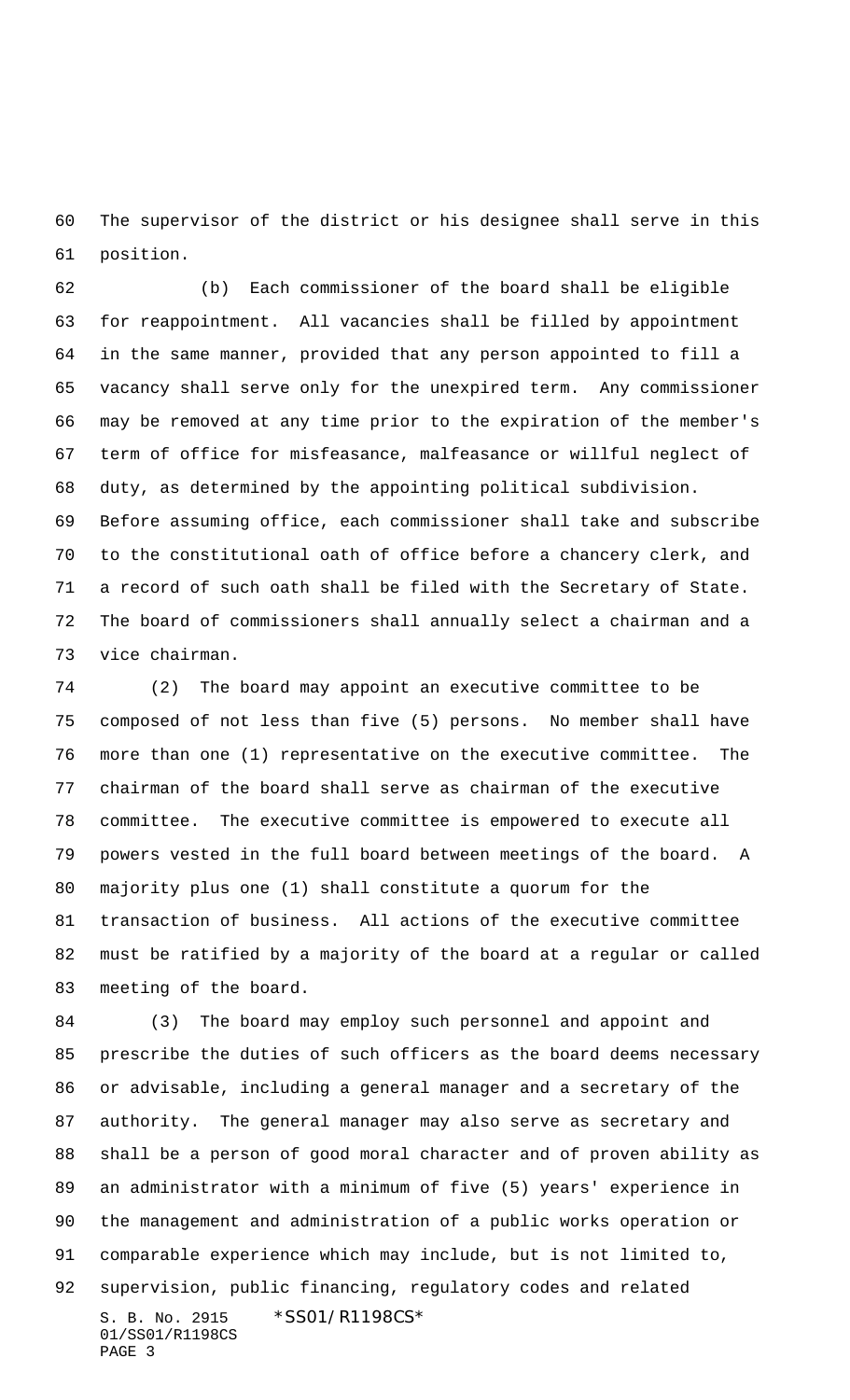The supervisor of the district or his designee shall serve in this position.

(b) Each commissioner of the board shall be eligible for reappointment. All vacancies shall be filled by appointment in the same manner, provided that any person appointed to fill a vacancy shall serve only for the unexpired term. Any commissioner may be removed at any time prior to the expiration of the member's term of office for misfeasance, malfeasance or willful neglect of duty, as determined by the appointing political subdivision. Before assuming office, each commissioner shall take and subscribe to the constitutional oath of office before a chancery clerk, and a record of such oath shall be filed with the Secretary of State. The board of commissioners shall annually select a chairman and a vice chairman.

(2) The board may appoint an executive committee to be composed of not less than five (5) persons. No member shall have more than one (1) representative on the executive committee. The chairman of the board shall serve as chairman of the executive committee. The executive committee is empowered to execute all powers vested in the full board between meetings of the board. A majority plus one (1) shall constitute a quorum for the transaction of business. All actions of the executive committee must be ratified by a majority of the board at a regular or called meeting of the board.

(3) The board may employ such personnel and appoint and prescribe the duties of such officers as the board deems necessary or advisable, including a general manager and a secretary of the authority. The general manager may also serve as secretary and shall be a person of good moral character and of proven ability as an administrator with a minimum of five (5) years' experience in the management and administration of a public works operation or comparable experience which may include, but is not limited to, supervision, public financing, regulatory codes and related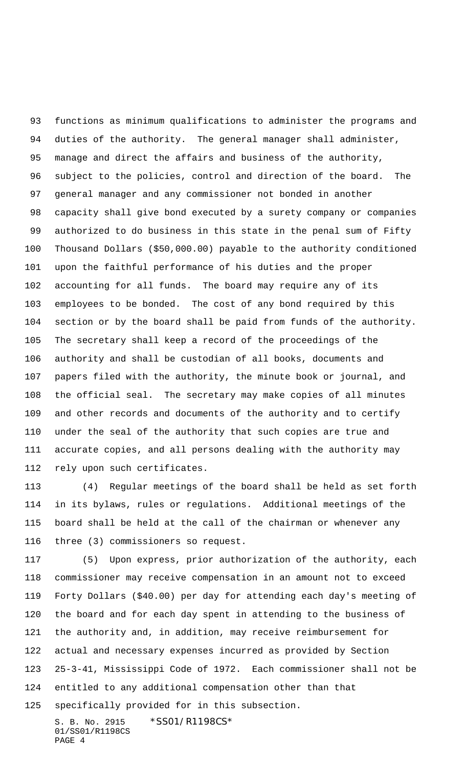functions as minimum qualifications to administer the programs and duties of the authority. The general manager shall administer, manage and direct the affairs and business of the authority, subject to the policies, control and direction of the board. The general manager and any commissioner not bonded in another capacity shall give bond executed by a surety company or companies authorized to do business in this state in the penal sum of Fifty Thousand Dollars ($50,000.00) payable to the authority conditioned upon the faithful performance of his duties and the proper accounting for all funds. The board may require any of its employees to be bonded. The cost of any bond required by this section or by the board shall be paid from funds of the authority. The secretary shall keep a record of the proceedings of the authority and shall be custodian of all books, documents and papers filed with the authority, the minute book or journal, and the official seal. The secretary may make copies of all minutes and other records and documents of the authority and to certify under the seal of the authority that such copies are true and accurate copies, and all persons dealing with the authority may rely upon such certificates.

(4) Regular meetings of the board shall be held as set forth in its bylaws, rules or regulations. Additional meetings of the board shall be held at the call of the chairman or whenever any three (3) commissioners so request.

(5) Upon express, prior authorization of the authority, each commissioner may receive compensation in an amount not to exceed Forty Dollars ($40.00) per day for attending each day's meeting of the board and for each day spent in attending to the business of the authority and, in addition, may receive reimbursement for actual and necessary expenses incurred as provided by Section 25-3-41, Mississippi Code of 1972. Each commissioner shall not be entitled to any additional compensation other than that specifically provided for in this subsection.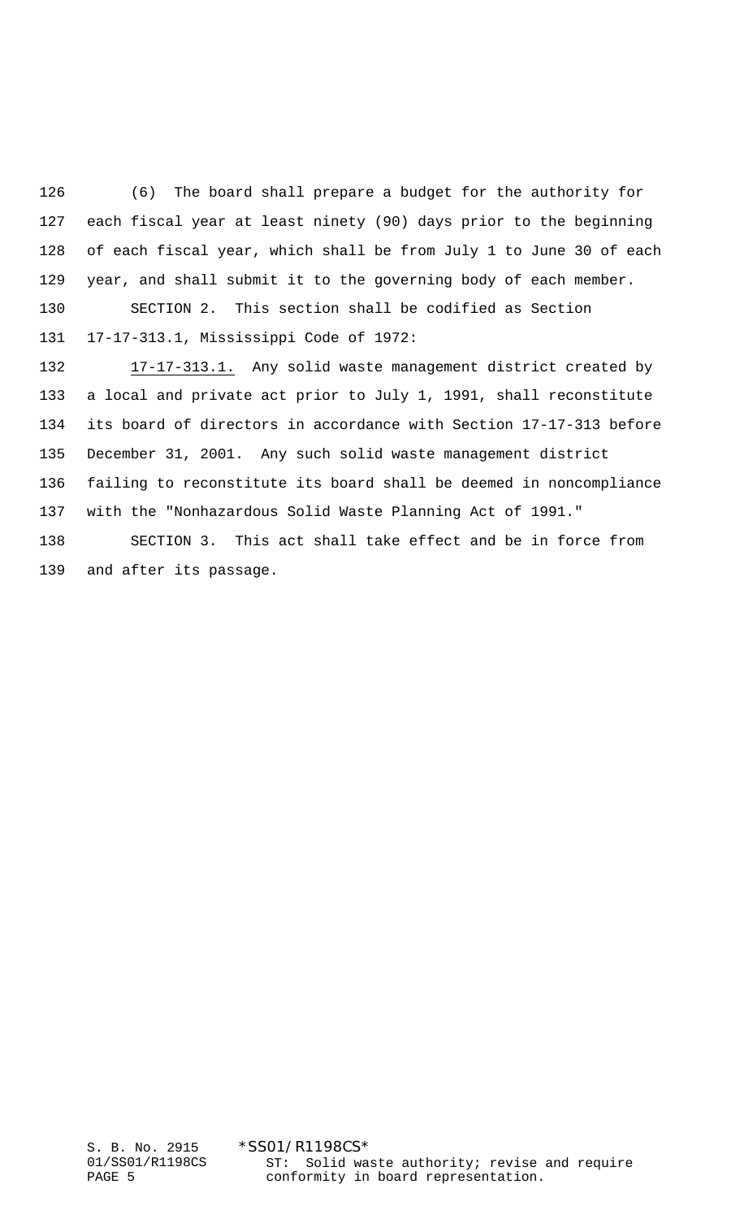(6) The board shall prepare a budget for the authority for each fiscal year at least ninety (90) days prior to the beginning of each fiscal year, which shall be from July 1 to June 30 of each year, and shall submit it to the governing body of each member.

SECTION 2. This section shall be codified as Section 17-17-313.1, Mississippi Code of 1972:

17-17-313.1. Any solid waste management district created by a local and private act prior to July 1, 1991, shall reconstitute its board of directors in accordance with Section 17-17-313 before December 31, 2001. Any such solid waste management district failing to reconstitute its board shall be deemed in noncompliance with the "Nonhazardous Solid Waste Planning Act of 1991."

SECTION 3. This act shall take effect and be in force from and after its passage.